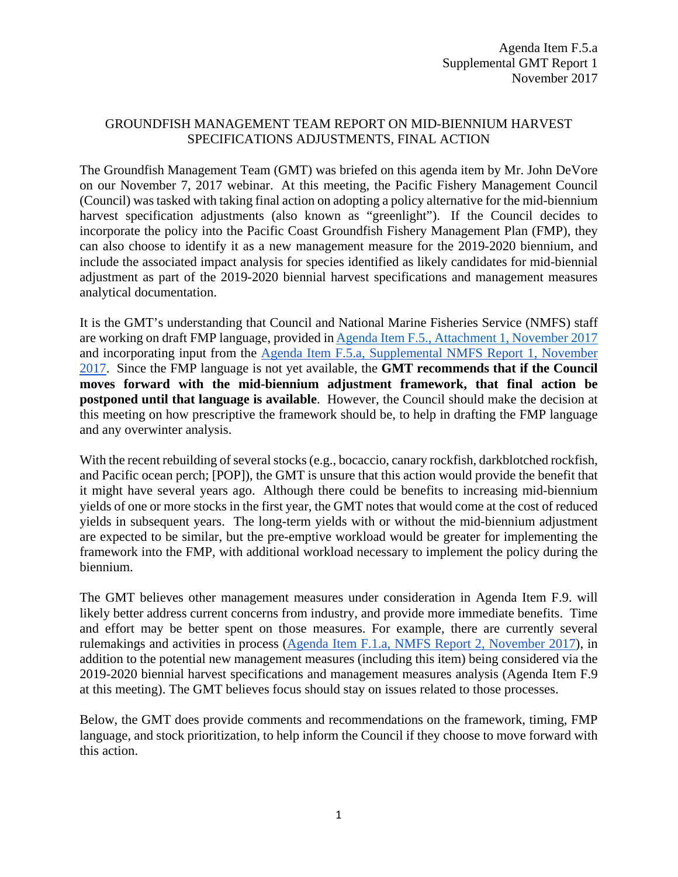Agenda Item F.5.a
Supplemental GMT Report 1
November 2017

# GROUNDFISH MANAGEMENT TEAM REPORT ON MID-BIENNIUM HARVEST SPECIFICATIONS ADJUSTMENTS, FINAL ACTION

The Groundfish Management Team (GMT) was briefed on this agenda item by Mr. John DeVore on our November 7, 2017 webinar. At this meeting, the Pacific Fishery Management Council (Council) was tasked with taking final action on adopting a policy alternative for the mid-biennium harvest specification adjustments (also known as "greenlight"). If the Council decides to incorporate the policy into the Pacific Coast Groundfish Fishery Management Plan (FMP), they can also choose to identify it as a new management measure for the 2019-2020 biennium, and include the associated impact analysis for species identified as likely candidates for mid-biennial adjustment as part of the 2019-2020 biennial harvest specifications and management measures analytical documentation.

It is the GMT's understanding that Council and National Marine Fisheries Service (NMFS) staff are working on draft FMP language, provided in Agenda Item F.5., Attachment 1, November 2017 and incorporating input from the Agenda Item F.5.a, Supplemental NMFS Report 1, November 2017. Since the FMP language is not yet available, the **GMT recommends that if the Council moves forward with the mid-biennium adjustment framework, that final action be postponed until that language is available**. However, the Council should make the decision at this meeting on how prescriptive the framework should be, to help in drafting the FMP language and any overwinter analysis.

With the recent rebuilding of several stocks (e.g., bocaccio, canary rockfish, darkblotched rockfish, and Pacific ocean perch; [POP]), the GMT is unsure that this action would provide the benefit that it might have several years ago. Although there could be benefits to increasing mid-biennium yields of one or more stocks in the first year, the GMT notes that would come at the cost of reduced yields in subsequent years. The long-term yields with or without the mid-biennium adjustment are expected to be similar, but the pre-emptive workload would be greater for implementing the framework into the FMP, with additional workload necessary to implement the policy during the biennium.

The GMT believes other management measures under consideration in Agenda Item F.9. will likely better address current concerns from industry, and provide more immediate benefits. Time and effort may be better spent on those measures. For example, there are currently several rulemakings and activities in process (Agenda Item F.1.a, NMFS Report 2, November 2017), in addition to the potential new management measures (including this item) being considered via the 2019-2020 biennial harvest specifications and management measures analysis (Agenda Item F.9 at this meeting). The GMT believes focus should stay on issues related to those processes.

Below, the GMT does provide comments and recommendations on the framework, timing, FMP language, and stock prioritization, to help inform the Council if they choose to move forward with this action.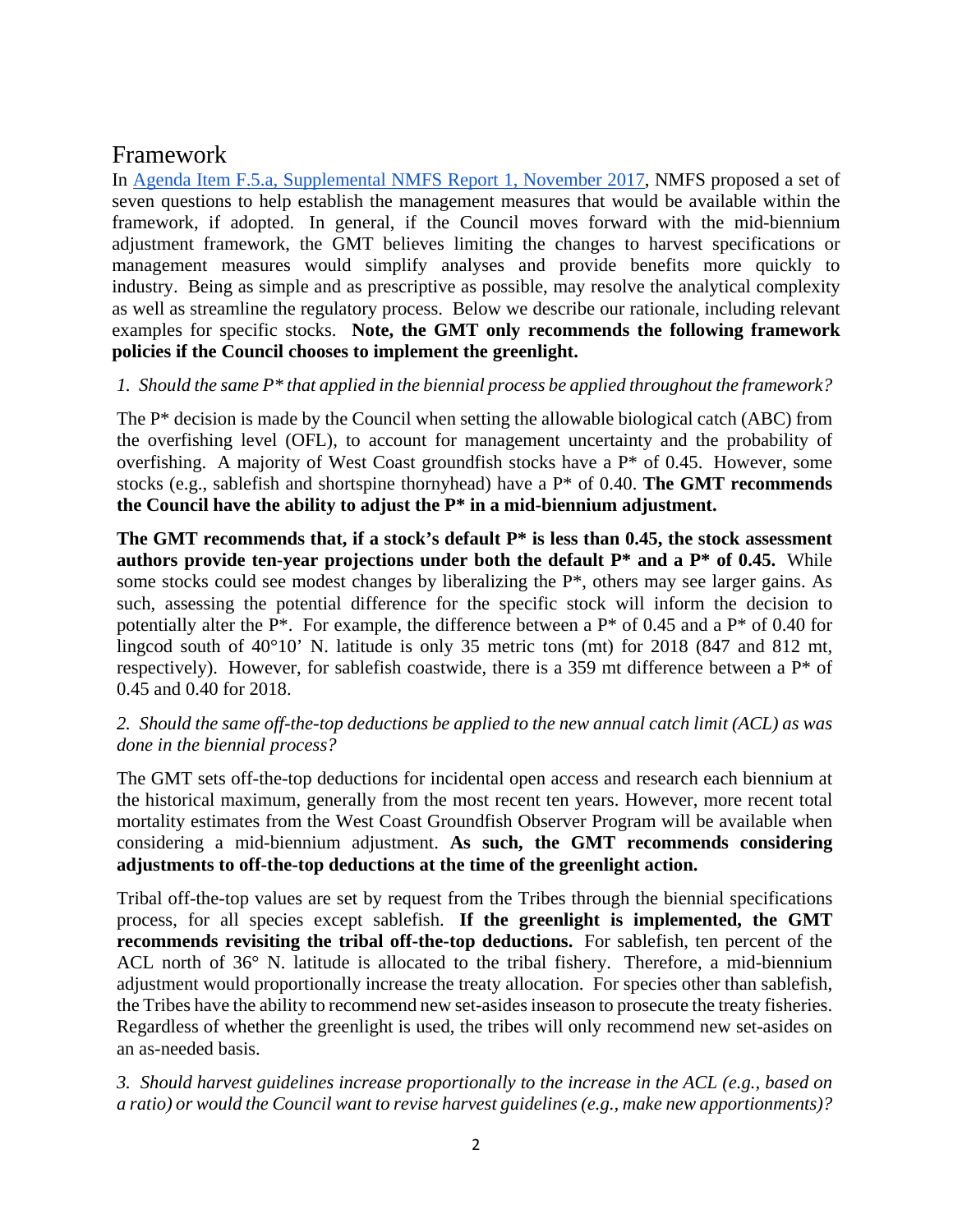## Framework

In [Agenda Item F.5.a, Supplemental NMFS Report 1, November 2017](), NMFS proposed a set of seven questions to help establish the management measures that would be available within the framework, if adopted. In general, if the Council moves forward with the mid-biennium adjustment framework, the GMT believes limiting the changes to harvest specifications or management measures would simplify analyses and provide benefits more quickly to industry. Being as simple and as prescriptive as possible, may resolve the analytical complexity as well as streamline the regulatory process. Below we describe our rationale, including relevant examples for specific stocks. **Note, the GMT only recommends the following framework policies if the Council chooses to implement the greenlight.**

*1. Should the same P* that applied in the biennial process be applied throughout the framework?*

The P* decision is made by the Council when setting the allowable biological catch (ABC) from the overfishing level (OFL), to account for management uncertainty and the probability of overfishing. A majority of West Coast groundfish stocks have a P* of 0.45. However, some stocks (e.g., sablefish and shortspine thornyhead) have a P* of 0.40. **The GMT recommends the Council have the ability to adjust the P* in a mid-biennium adjustment.**

**The GMT recommends that, if a stock's default P* is less than 0.45, the stock assessment authors provide ten-year projections under both the default P* and a P* of 0.45.** While some stocks could see modest changes by liberalizing the P*, others may see larger gains. As such, assessing the potential difference for the specific stock will inform the decision to potentially alter the P*. For example, the difference between a P* of 0.45 and a P* of 0.40 for lingcod south of 40°10' N. latitude is only 35 metric tons (mt) for 2018 (847 and 812 mt, respectively). However, for sablefish coastwide, there is a 359 mt difference between a P* of 0.45 and 0.40 for 2018.

*2. Should the same off-the-top deductions be applied to the new annual catch limit (ACL) as was done in the biennial process?*

The GMT sets off-the-top deductions for incidental open access and research each biennium at the historical maximum, generally from the most recent ten years. However, more recent total mortality estimates from the West Coast Groundfish Observer Program will be available when considering a mid-biennium adjustment. **As such, the GMT recommends considering adjustments to off-the-top deductions at the time of the greenlight action.**

Tribal off-the-top values are set by request from the Tribes through the biennial specifications process, for all species except sablefish. **If the greenlight is implemented, the GMT recommends revisiting the tribal off-the-top deductions.** For sablefish, ten percent of the ACL north of 36° N. latitude is allocated to the tribal fishery. Therefore, a mid-biennium adjustment would proportionally increase the treaty allocation. For species other than sablefish, the Tribes have the ability to recommend new set-asides inseason to prosecute the treaty fisheries. Regardless of whether the greenlight is used, the tribes will only recommend new set-asides on an as-needed basis.

*3. Should harvest guidelines increase proportionally to the increase in the ACL (e.g., based on a ratio) or would the Council want to revise harvest guidelines (e.g., make new apportionments)?*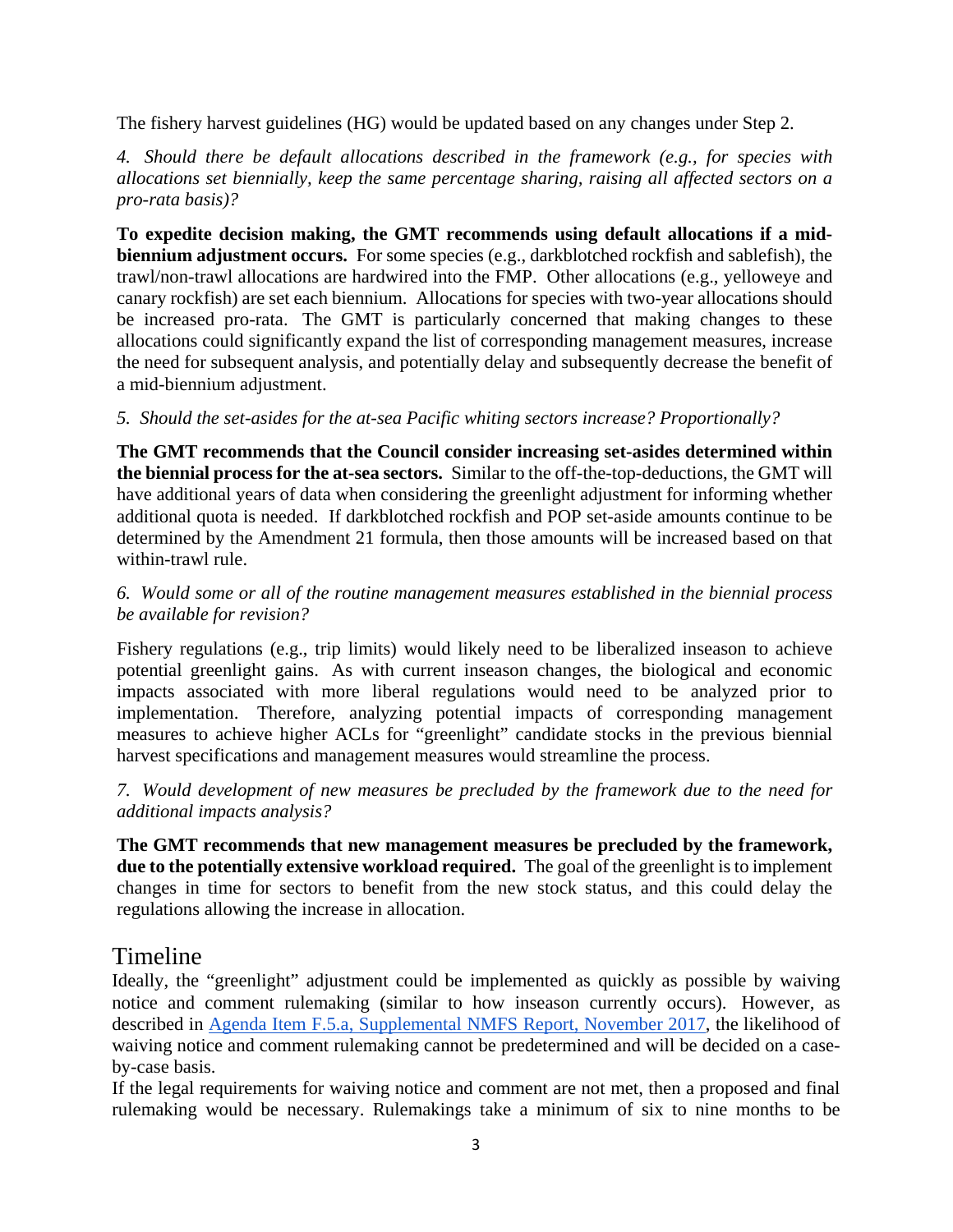The fishery harvest guidelines (HG) would be updated based on any changes under Step 2.

*4. Should there be default allocations described in the framework (e.g., for species with allocations set biennially, keep the same percentage sharing, raising all affected sectors on a pro-rata basis)?*

**To expedite decision making, the GMT recommends using default allocations if a mid-biennium adjustment occurs.** For some species (e.g., darkblotched rockfish and sablefish), the trawl/non-trawl allocations are hardwired into the FMP. Other allocations (e.g., yelloweye and canary rockfish) are set each biennium. Allocations for species with two-year allocations should be increased pro-rata. The GMT is particularly concerned that making changes to these allocations could significantly expand the list of corresponding management measures, increase the need for subsequent analysis, and potentially delay and subsequently decrease the benefit of a mid-biennium adjustment.

*5. Should the set-asides for the at-sea Pacific whiting sectors increase? Proportionally?*

**The GMT recommends that the Council consider increasing set-asides determined within the biennial process for the at-sea sectors.** Similar to the off-the-top-deductions, the GMT will have additional years of data when considering the greenlight adjustment for informing whether additional quota is needed. If darkblotched rockfish and POP set-aside amounts continue to be determined by the Amendment 21 formula, then those amounts will be increased based on that within-trawl rule.

*6. Would some or all of the routine management measures established in the biennial process be available for revision?*

Fishery regulations (e.g., trip limits) would likely need to be liberalized inseason to achieve potential greenlight gains. As with current inseason changes, the biological and economic impacts associated with more liberal regulations would need to be analyzed prior to implementation. Therefore, analyzing potential impacts of corresponding management measures to achieve higher ACLs for "greenlight" candidate stocks in the previous biennial harvest specifications and management measures would streamline the process.

*7. Would development of new measures be precluded by the framework due to the need for additional impacts analysis?*

**The GMT recommends that new management measures be precluded by the framework, due to the potentially extensive workload required.** The goal of the greenlight is to implement changes in time for sectors to benefit from the new stock status, and this could delay the regulations allowing the increase in allocation.

## Timeline

Ideally, the "greenlight" adjustment could be implemented as quickly as possible by waiving notice and comment rulemaking (similar to how inseason currently occurs). However, as described in [Agenda Item F.5.a, Supplemental NMFS Report, November 2017](), the likelihood of waiving notice and comment rulemaking cannot be predetermined and will be decided on a case-by-case basis.

If the legal requirements for waiving notice and comment are not met, then a proposed and final rulemaking would be necessary. Rulemakings take a minimum of six to nine months to be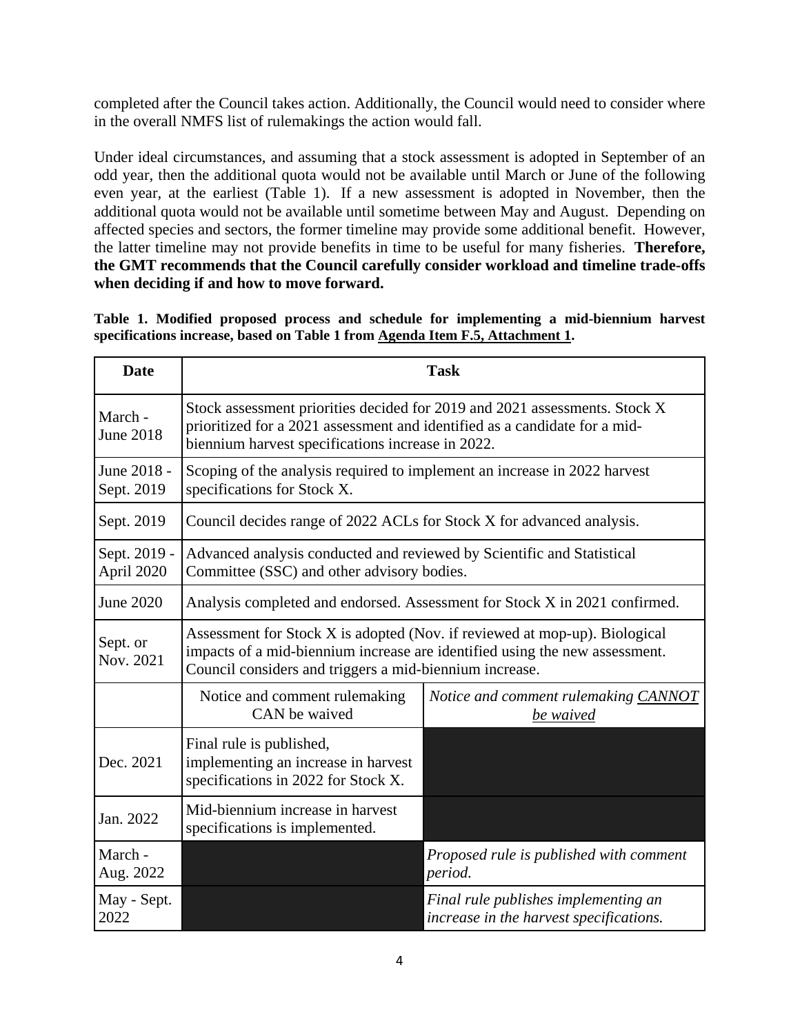completed after the Council takes action. Additionally, the Council would need to consider where in the overall NMFS list of rulemakings the action would fall.

Under ideal circumstances, and assuming that a stock assessment is adopted in September of an odd year, then the additional quota would not be available until March or June of the following even year, at the earliest (Table 1). If a new assessment is adopted in November, then the additional quota would not be available until sometime between May and August. Depending on affected species and sectors, the former timeline may provide some additional benefit. However, the latter timeline may not provide benefits in time to be useful for many fisheries. **Therefore, the GMT recommends that the Council carefully consider workload and timeline trade-offs when deciding if and how to move forward.**

**Table 1. Modified proposed process and schedule for implementing a mid-biennium harvest specifications increase, based on Table 1 from Agenda Item F.5, Attachment 1.**

| Date | Task | |
|---|---|---|
| March - June 2018 | Stock assessment priorities decided for 2019 and 2021 assessments. Stock X prioritized for a 2021 assessment and identified as a candidate for a mid-biennium harvest specifications increase in 2022. | |
| June 2018 - Sept. 2019 | Scoping of the analysis required to implement an increase in 2022 harvest specifications for Stock X. | |
| Sept. 2019 | Council decides range of 2022 ACLs for Stock X for advanced analysis. | |
| Sept. 2019 - April 2020 | Advanced analysis conducted and reviewed by Scientific and Statistical Committee (SSC) and other advisory bodies. | |
| June 2020 | Analysis completed and endorsed. Assessment for Stock X in 2021 confirmed. | |
| Sept. or Nov. 2021 | Assessment for Stock X is adopted (Nov. if reviewed at mop-up). Biological impacts of a mid-biennium increase are identified using the new assessment. Council considers and triggers a mid-biennium increase. | |
| | Notice and comment rulemaking CAN be waived | *Notice and comment rulemaking CANNOT be waived* |
| Dec. 2021 | Final rule is published, implementing an increase in harvest specifications in 2022 for Stock X. | |
| Jan. 2022 | Mid-biennium increase in harvest specifications is implemented. | |
| March - Aug. 2022 | | *Proposed rule is published with comment period.* |
| May - Sept. 2022 | | *Final rule publishes implementing an increase in the harvest specifications.* |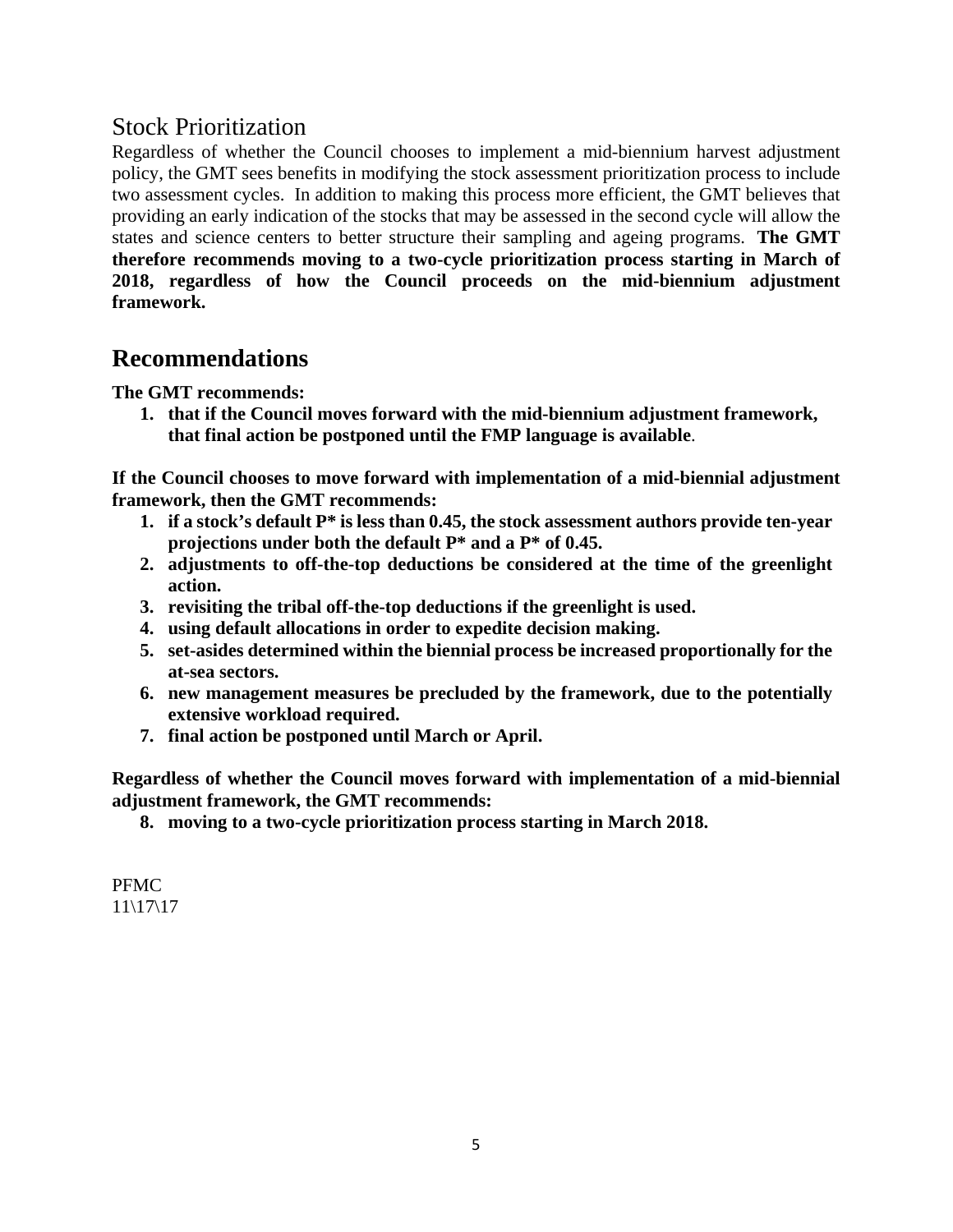## Stock Prioritization

Regardless of whether the Council chooses to implement a mid-biennium harvest adjustment policy, the GMT sees benefits in modifying the stock assessment prioritization process to include two assessment cycles. In addition to making this process more efficient, the GMT believes that providing an early indication of the stocks that may be assessed in the second cycle will allow the states and science centers to better structure their sampling and ageing programs. **The GMT therefore recommends moving to a two-cycle prioritization process starting in March of 2018, regardless of how the Council proceeds on the mid-biennium adjustment framework.**

# Recommendations

**The GMT recommends:**

1. **that if the Council moves forward with the mid-biennium adjustment framework, that final action be postponed until the FMP language is available**.

**If the Council chooses to move forward with implementation of a mid-biennial adjustment framework, then the GMT recommends:**

1. **if a stock's default P* is less than 0.45, the stock assessment authors provide ten-year projections under both the default P* and a P* of 0.45.**
2. **adjustments to off-the-top deductions be considered at the time of the greenlight action.**
3. **revisiting the tribal off-the-top deductions if the greenlight is used.**
4. **using default allocations in order to expedite decision making.**
5. **set-asides determined within the biennial process be increased proportionally for the at-sea sectors.**
6. **new management measures be precluded by the framework, due to the potentially extensive workload required.**
7. **final action be postponed until March or April.**

**Regardless of whether the Council moves forward with implementation of a mid-biennial adjustment framework, the GMT recommends:**

8. **moving to a two-cycle prioritization process starting in March 2018.**

PFMC
11\17\17